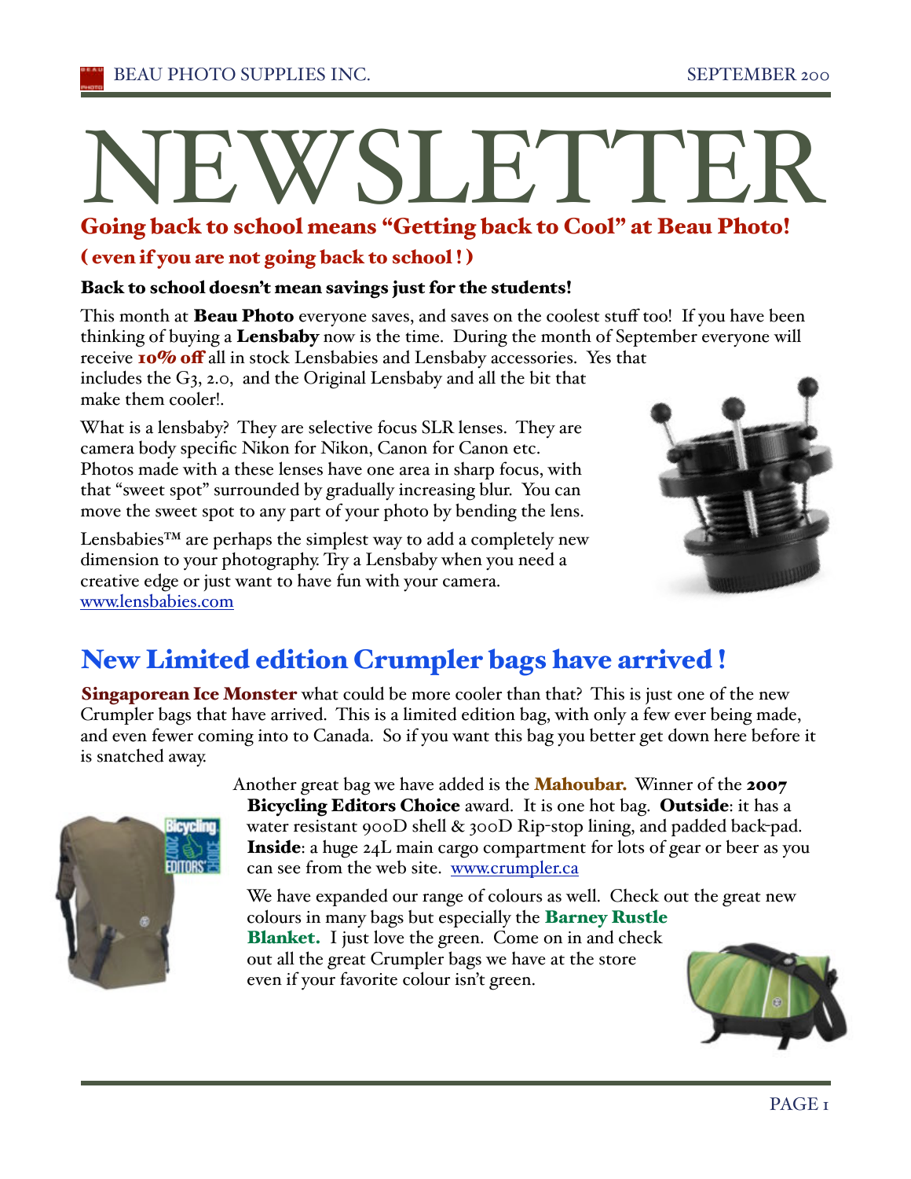# NEWSLETTER

## Going back to school means "Getting back to Cool" at Beau Photo!

### ( even if you are not going back to school ! )

**Back to school doesn't mean savings just for the students!**

This month at **Beau Photo** everyone saves, and saves on the coolest stuff too! If you have been thinking of buying a **Lensbaby** now is the time. During the month of September everyone will receive **10% off** all in stock Lensbabies and Lensbaby accessories. Yes that includes the G3, 2.0, and the Original Lensbaby and all the bit that make them cooler!.

What is a lensbaby? They are selective focus SLR lenses. They are camera body specific Nikon for Nikon, Canon for Canon etc. Photos made with a these lenses have one area in sharp focus, with that "sweet spot" surrounded by gradually increasing blur. You can move the sweet spot to any part of your photo by bending the lens.

Lensbabies™ are perhaps the simplest way to add a completely new dimension to your photography. Try a Lensbaby when you need a creative edge or just want to have fun with your camera. www.lensbabies.com

## New Limited edition Crumpler bags have arrived !

**Singaporean Ice Monster** what could be more cooler than that? This is just one of the new Crumpler bags that have arrived. This is a limited edition bag, with only a few ever being made, and even fewer coming into to Canada. So if you want this bag you better get down here before it is snatched away.

Another great bag we have added is the **Mahoubar.** Winner of the **2007 Bicycling Editors Choice** award. It is one hot bag. **Outside**: it has a water resistant 900D shell & 300D Rip-stop lining, and padded back-pad. **Inside**: a huge 24L main cargo compartment for lots of gear or beer as you can see from the web site. www.crumpler.ca

We have expanded our range of colours as well. Check out the great new colours in many bags but especially the **Barney Rustle Blanket.** I just love the green. Come on in and check out all the great Crumpler bags we have at the store even if your favorite colour isn't green.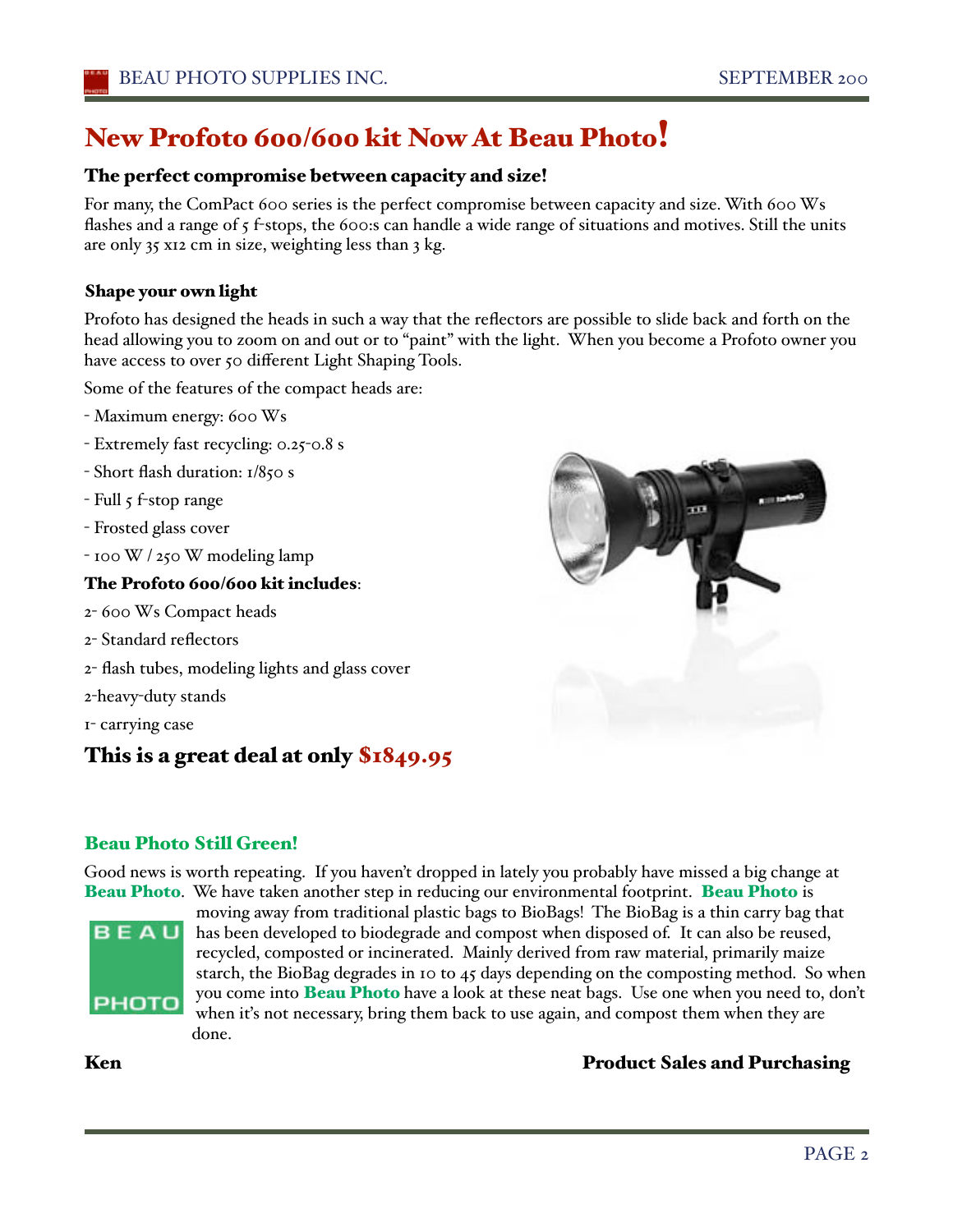# New Profoto 600/600 kit Now At Beau Photo!

### The perfect compromise between capacity and size!

For many, the ComPact 600 series is the perfect compromise between capacity and size. With 600 Ws flashes and a range of 5 f-stops, the 600:s can handle a wide range of situations and motives. Still the units are only 35 x12 cm in size, weighting less than 3 kg.

### Shape your own light

Profoto has designed the heads in such a way that the reflectors are possible to slide back and forth on the head allowing you to zoom on and out or to "paint" with the light. When you become a Profoto owner you have access to over 50 different Light Shaping Tools.

Some of the features of the compact heads are:

- Maximum energy: 600 Ws
- Extremely fast recycling: 0.25-0.8 s
- Short flash duration: 1/850 s
- Full 5 f-stop range
- Frosted glass cover
- 100 W / 250 W modeling lamp

**The Profoto 600/600 kit includes**:

2- 600 Ws Compact heads

2- Standard reflectors

2- flash tubes, modeling lights and glass cover

2-heavy-duty stands

1- carrying case

## This is a great deal at only $1849.95

### Beau Photo Still Green!

Good news is worth repeating. If you haven't dropped in lately you probably have missed a big change at **Beau Photo**. We have taken another step in reducing our environmental footprint. **Beau Photo** is moving away from traditional plastic bags to BioBags! The BioBag is a thin carry bag that has been developed to biodegrade and compost when disposed of. It can also be reused, recycled, composted or incinerated. Mainly derived from raw material, primarily maize starch, the BioBag degrades in 10 to 45 days depending on the composting method. So when you come into **Beau Photo** have a look at these neat bags. Use one when you need to, don't when it's not necessary, bring them back to use again, and compost them when they are done.

**Ken** **Product Sales and Purchasing**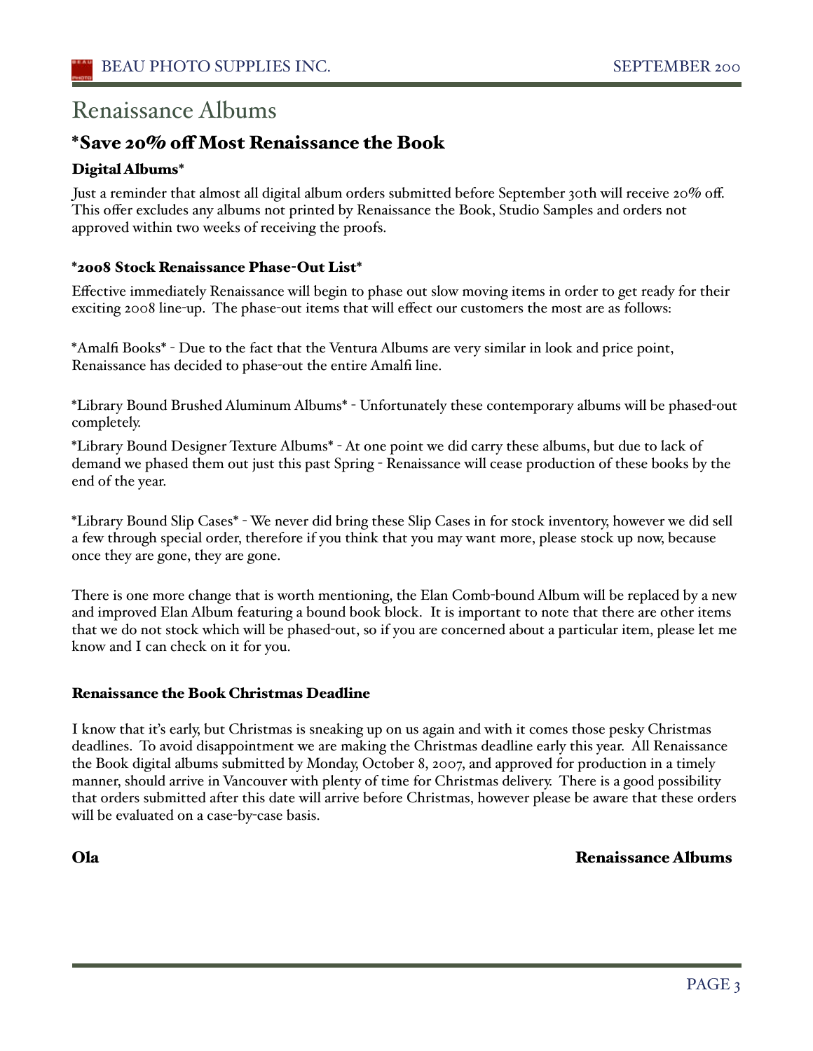# Renaissance Albums

## *Save 20% off Most Renaissance the Book

### Digital Albums*

Just a reminder that almost all digital album orders submitted before September 30th will receive 20% off. This offer excludes any albums not printed by Renaissance the Book, Studio Samples and orders not approved within two weeks of receiving the proofs.

### *2008 Stock Renaissance Phase-Out List*

Effective immediately Renaissance will begin to phase out slow moving items in order to get ready for their exciting 2008 line-up. The phase-out items that will effect our customers the most are as follows:

*Amalfi Books* - Due to the fact that the Ventura Albums are very similar in look and price point, Renaissance has decided to phase-out the entire Amalfi line.

*Library Bound Brushed Aluminum Albums* - Unfortunately these contemporary albums will be phased-out completely.

*Library Bound Designer Texture Albums* - At one point we did carry these albums, but due to lack of demand we phased them out just this past Spring - Renaissance will cease production of these books by the end of the year.

*Library Bound Slip Cases* - We never did bring these Slip Cases in for stock inventory, however we did sell a few through special order, therefore if you think that you may want more, please stock up now, because once they are gone, they are gone.

There is one more change that is worth mentioning, the Elan Comb-bound Album will be replaced by a new and improved Elan Album featuring a bound book block. It is important to note that there are other items that we do not stock which will be phased-out, so if you are concerned about a particular item, please let me know and I can check on it for you.

### Renaissance the Book Christmas Deadline

I know that it's early, but Christmas is sneaking up on us again and with it comes those pesky Christmas deadlines. To avoid disappointment we are making the Christmas deadline early this year. All Renaissance the Book digital albums submitted by Monday, October 8, 2007, and approved for production in a timely manner, should arrive in Vancouver with plenty of time for Christmas delivery. There is a good possibility that orders submitted after this date will arrive before Christmas, however please be aware that these orders will be evaluated on a case-by-case basis.

**Ola** — **Renaissance Albums**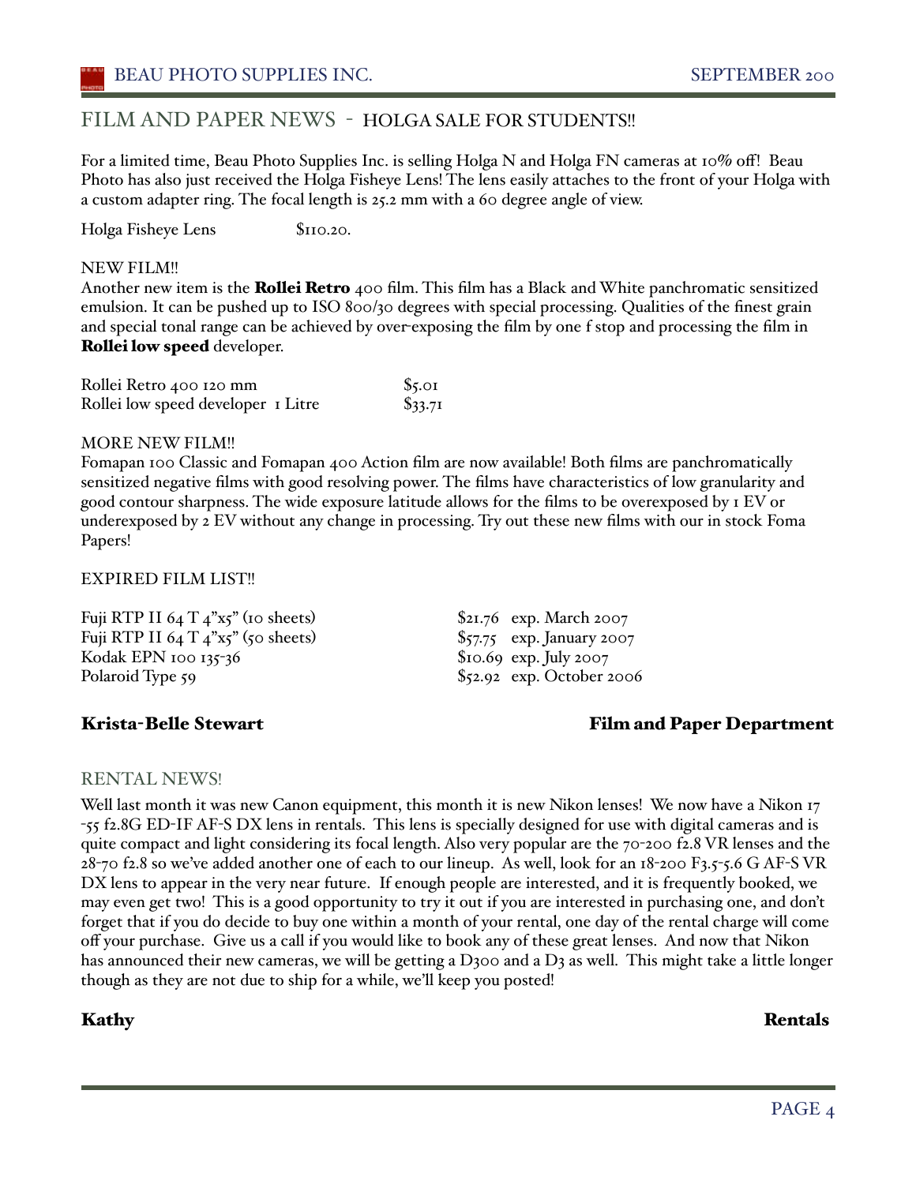## FILM AND PAPER NEWS - HOLGA SALE FOR STUDENTS!!

For a limited time, Beau Photo Supplies Inc. is selling Holga N and Holga FN cameras at 10% off! Beau Photo has also just received the Holga Fisheye Lens! The lens easily attaches to the front of your Holga with a custom adapter ring. The focal length is 25.2 mm with a 60 degree angle of view.

| | |
|---|---|
| Holga Fisheye Lens | $110.20. |

NEW FILM!!

Another new item is the **Rollei Retro** 400 film. This film has a Black and White panchromatic sensitized emulsion. It can be pushed up to ISO 800/30 degrees with special processing. Qualities of the finest grain and special tonal range can be achieved by over-exposing the film by one f stop and processing the film in **Rollei low speed** developer.

| | |
|---|---|
| Rollei Retro 400 120 mm | $5.01 |
| Rollei low speed developer 1 Litre | $33.71 |

MORE NEW FILM!!

Fomapan 100 Classic and Fomapan 400 Action film are now available! Both films are panchromatically sensitized negative films with good resolving power. The films have characteristics of low granularity and good contour sharpness. The wide exposure latitude allows for the films to be overexposed by 1 EV or underexposed by 2 EV without any change in processing. Try out these new films with our in stock Foma Papers!

EXPIRED FILM LIST!!

| | | |
|---|---|---|
| Fuji RTP II 64 T 4"x5" (10 sheets) | $21.76 | exp. March 2007 |
| Fuji RTP II 64 T 4"x5" (50 sheets) | $57.75 | exp. January 2007 |
| Kodak EPN 100 135-36 | $10.69 | exp. July 2007 |
| Polaroid Type 59 | $52.92 | exp. October 2006 |

**Krista-Belle Stewart** — **Film and Paper Department**

## RENTAL NEWS!

Well last month it was new Canon equipment, this month it is new Nikon lenses! We now have a Nikon 17-55 f2.8G ED-IF AF-S DX lens in rentals. This lens is specially designed for use with digital cameras and is quite compact and light considering its focal length. Also very popular are the 70-200 f2.8 VR lenses and the 28-70 f2.8 so we've added another one of each to our lineup. As well, look for an 18-200 F3.5-5.6 G AF-S VR DX lens to appear in the very near future. If enough people are interested, and it is frequently booked, we may even get two! This is a good opportunity to try it out if you are interested in purchasing one, and don't forget that if you do decide to buy one within a month of your rental, one day of the rental charge will come off your purchase. Give us a call if you would like to book any of these great lenses. And now that Nikon has announced their new cameras, we will be getting a D300 and a D3 as well. This might take a little longer though as they are not due to ship for a while, we'll keep you posted!

**Kathy** — **Rentals**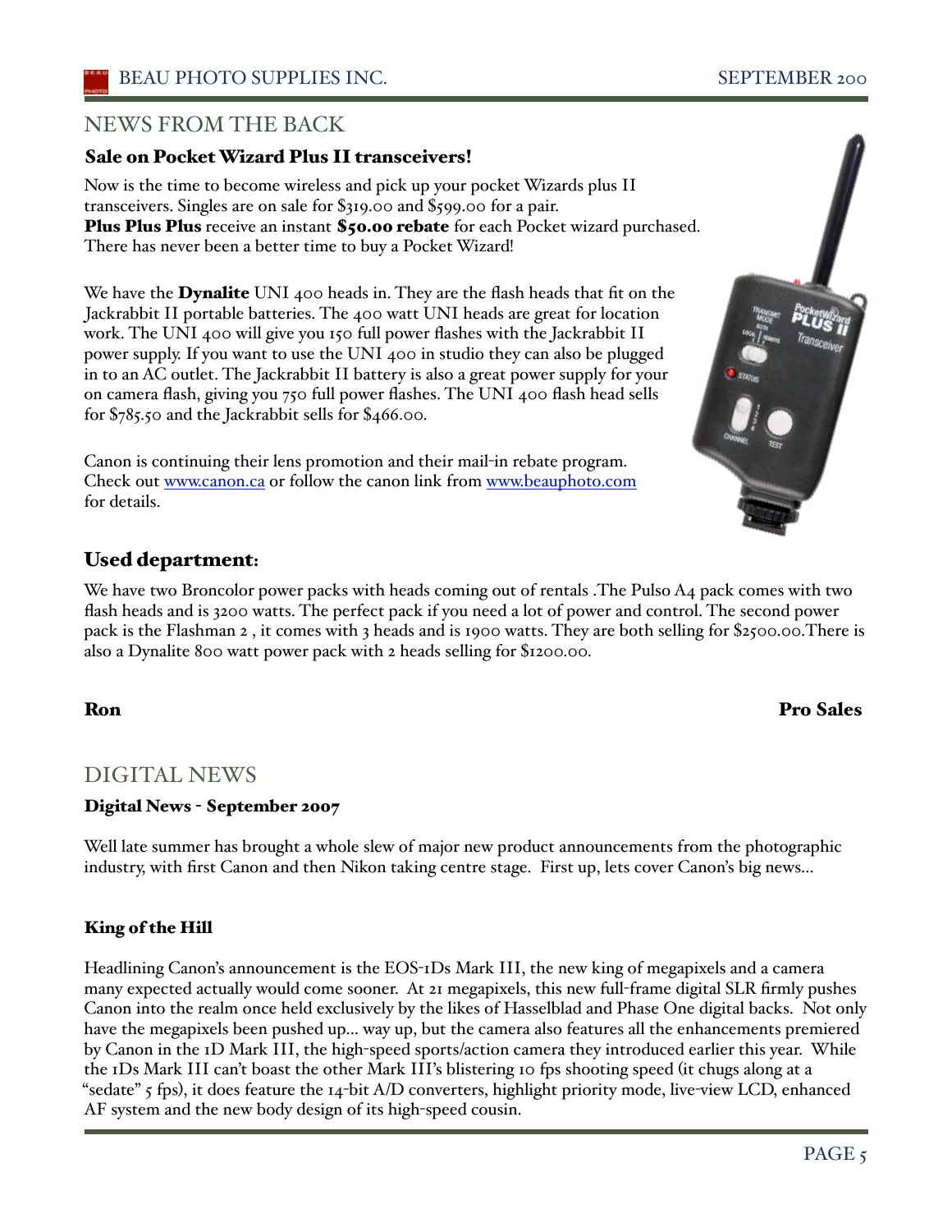## NEWS FROM THE BACK

### Sale on Pocket Wizard Plus II transceivers!

Now is the time to become wireless and pick up your pocket Wizards plus II transceivers. Singles are on sale for $319.00 and $599.00 for a pair.
**Plus Plus Plus** receive an instant **$50.00 rebate** for each Pocket wizard purchased. There has never been a better time to buy a Pocket Wizard!

We have the **Dynalite** UNI 400 heads in. They are the flash heads that fit on the Jackrabbit II portable batteries. The 400 watt UNI heads are great for location work. The UNI 400 will give you 150 full power flashes with the Jackrabbit II power supply. If you want to use the UNI 400 in studio they can also be plugged in to an AC outlet. The Jackrabbit II battery is also a great power supply for your on camera flash, giving you 750 full power flashes. The UNI 400 flash head sells for $785.50 and the Jackrabbit sells for $466.00.

Canon is continuing their lens promotion and their mail-in rebate program. Check out www.canon.ca or follow the canon link from www.beauphoto.com for details.

### Used department:

We have two Broncolor power packs with heads coming out of rentals .The Pulso A4 pack comes with two flash heads and is 3200 watts. The perfect pack if you need a lot of power and control. The second power pack is the Flashman 2 , it comes with 3 heads and is 1900 watts. They are both selling for $2500.00.There is also a Dynalite 800 watt power pack with 2 heads selling for $1200.00.

**Ron** **Pro Sales**

## DIGITAL NEWS

### Digital News - September 2007

Well late summer has brought a whole slew of major new product announcements from the photographic industry, with first Canon and then Nikon taking centre stage. First up, lets cover Canon's big news...

### King of the Hill

Headlining Canon's announcement is the EOS-1Ds Mark III, the new king of megapixels and a camera many expected actually would come sooner. At 21 megapixels, this new full-frame digital SLR firmly pushes Canon into the realm once held exclusively by the likes of Hasselblad and Phase One digital backs. Not only have the megapixels been pushed up... way up, but the camera also features all the enhancements premiered by Canon in the 1D Mark III, the high-speed sports/action camera they introduced earlier this year. While the 1Ds Mark III can't boast the other Mark III's blistering 10 fps shooting speed (it chugs along at a "sedate" 5 fps), it does feature the 14-bit A/D converters, highlight priority mode, live-view LCD, enhanced AF system and the new body design of its high-speed cousin.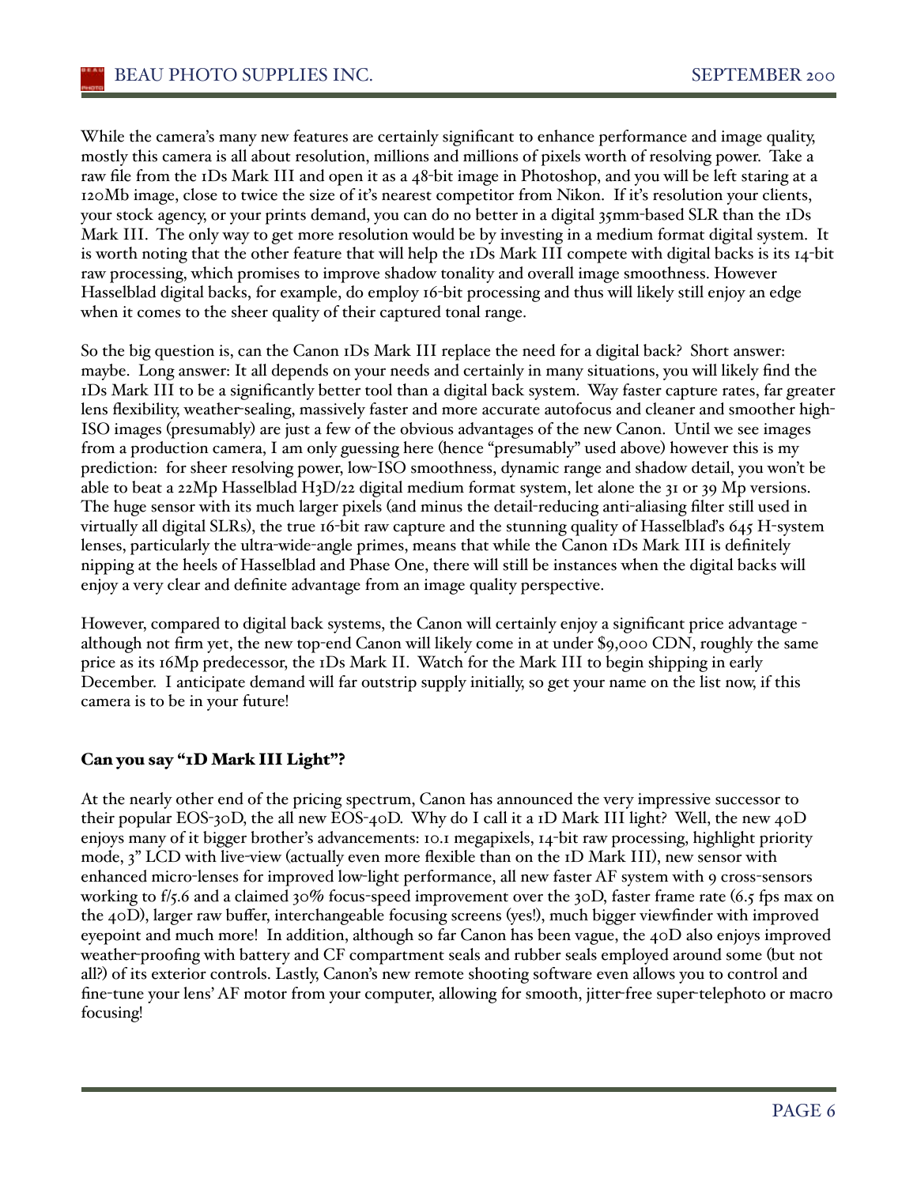While the camera's many new features are certainly significant to enhance performance and image quality, mostly this camera is all about resolution, millions and millions of pixels worth of resolving power. Take a raw file from the 1Ds Mark III and open it as a 48-bit image in Photoshop, and you will be left staring at a 120Mb image, close to twice the size of it's nearest competitor from Nikon. If it's resolution your clients, your stock agency, or your prints demand, you can do no better in a digital 35mm-based SLR than the 1Ds Mark III. The only way to get more resolution would be by investing in a medium format digital system. It is worth noting that the other feature that will help the 1Ds Mark III compete with digital backs is its 14-bit raw processing, which promises to improve shadow tonality and overall image smoothness. However Hasselblad digital backs, for example, do employ 16-bit processing and thus will likely still enjoy an edge when it comes to the sheer quality of their captured tonal range.

So the big question is, can the Canon 1Ds Mark III replace the need for a digital back? Short answer: maybe. Long answer: It all depends on your needs and certainly in many situations, you will likely find the 1Ds Mark III to be a significantly better tool than a digital back system. Way faster capture rates, far greater lens flexibility, weather-sealing, massively faster and more accurate autofocus and cleaner and smoother high-ISO images (presumably) are just a few of the obvious advantages of the new Canon. Until we see images from a production camera, I am only guessing here (hence "presumably" used above) however this is my prediction: for sheer resolving power, low-ISO smoothness, dynamic range and shadow detail, you won't be able to beat a 22Mp Hasselblad H3D/22 digital medium format system, let alone the 31 or 39 Mp versions. The huge sensor with its much larger pixels (and minus the detail-reducing anti-aliasing filter still used in virtually all digital SLRs), the true 16-bit raw capture and the stunning quality of Hasselblad's 645 H-system lenses, particularly the ultra-wide-angle primes, means that while the Canon 1Ds Mark III is definitely nipping at the heels of Hasselblad and Phase One, there will still be instances when the digital backs will enjoy a very clear and definite advantage from an image quality perspective.

However, compared to digital back systems, the Canon will certainly enjoy a significant price advantage - although not firm yet, the new top-end Canon will likely come in at under $9,000 CDN, roughly the same price as its 16Mp predecessor, the 1Ds Mark II. Watch for the Mark III to begin shipping in early December. I anticipate demand will far outstrip supply initially, so get your name on the list now, if this camera is to be in your future!

## Can you say "1D Mark III Light"?

At the nearly other end of the pricing spectrum, Canon has announced the very impressive successor to their popular EOS-30D, the all new EOS-40D. Why do I call it a 1D Mark III light? Well, the new 40D enjoys many of it bigger brother's advancements: 10.1 megapixels, 14-bit raw processing, highlight priority mode, 3" LCD with live-view (actually even more flexible than on the 1D Mark III), new sensor with enhanced micro-lenses for improved low-light performance, all new faster AF system with 9 cross-sensors working to f/5.6 and a claimed 30% focus-speed improvement over the 30D, faster frame rate (6.5 fps max on the 40D), larger raw buffer, interchangeable focusing screens (yes!), much bigger viewfinder with improved eyepoint and much more! In addition, although so far Canon has been vague, the 40D also enjoys improved weather-proofing with battery and CF compartment seals and rubber seals employed around some (but not all?) of its exterior controls. Lastly, Canon's new remote shooting software even allows you to control and fine-tune your lens' AF motor from your computer, allowing for smooth, jitter-free super-telephoto or macro focusing!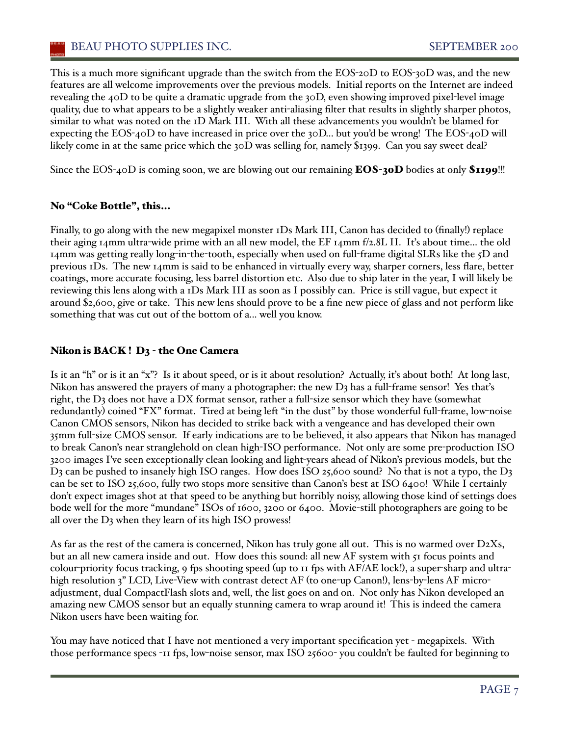This is a much more significant upgrade than the switch from the EOS-20D to EOS-30D was, and the new features are all welcome improvements over the previous models. Initial reports on the Internet are indeed revealing the 40D to be quite a dramatic upgrade from the 30D, even showing improved pixel-level image quality, due to what appears to be a slightly weaker anti-aliasing filter that results in slightly sharper photos, similar to what was noted on the 1D Mark III. With all these advancements you wouldn't be blamed for expecting the EOS-40D to have increased in price over the 30D… but you'd be wrong! The EOS-40D will likely come in at the same price which the 30D was selling for, namely $1399. Can you say sweet deal?

Since the EOS-40D is coming soon, we are blowing out our remaining **EOS-30D** bodies at only **$1199**!!!

### No "Coke Bottle", this…

Finally, to go along with the new megapixel monster 1Ds Mark III, Canon has decided to (finally!) replace their aging 14mm ultra-wide prime with an all new model, the EF 14mm f/2.8L II. It's about time… the old 14mm was getting really long-in-the-tooth, especially when used on full-frame digital SLRs like the 5D and previous 1Ds. The new 14mm is said to be enhanced in virtually every way, sharper corners, less flare, better coatings, more accurate focusing, less barrel distortion etc. Also due to ship later in the year, I will likely be reviewing this lens along with a 1Ds Mark III as soon as I possibly can. Price is still vague, but expect it around $2,600, give or take. This new lens should prove to be a fine new piece of glass and not perform like something that was cut out of the bottom of a… well you know.

### Nikon is BACK ! D3 - the One Camera

Is it an "h" or is it an "x"? Is it about speed, or is it about resolution? Actually, it's about both! At long last, Nikon has answered the prayers of many a photographer: the new D3 has a full-frame sensor! Yes that's right, the D3 does not have a DX format sensor, rather a full-size sensor which they have (somewhat redundantly) coined "FX" format. Tired at being left "in the dust" by those wonderful full-frame, low-noise Canon CMOS sensors, Nikon has decided to strike back with a vengeance and has developed their own 35mm full-size CMOS sensor. If early indications are to be believed, it also appears that Nikon has managed to break Canon's near stranglehold on clean high-ISO performance. Not only are some pre-production ISO 3200 images I've seen exceptionally clean looking and light-years ahead of Nikon's previous models, but the D3 can be pushed to insanely high ISO ranges. How does ISO 25,600 sound? No that is not a typo, the D3 can be set to ISO 25,600, fully two stops more sensitive than Canon's best at ISO 6400! While I certainly don't expect images shot at that speed to be anything but horribly noisy, allowing those kind of settings does bode well for the more "mundane" ISOs of 1600, 3200 or 6400. Movie-still photographers are going to be all over the D3 when they learn of its high ISO prowess!

As far as the rest of the camera is concerned, Nikon has truly gone all out. This is no warmed over D2Xs, but an all new camera inside and out. How does this sound: all new AF system with 51 focus points and colour-priority focus tracking, 9 fps shooting speed (up to 11 fps with AF/AE lock!), a super-sharp and ultra-high resolution 3" LCD, Live-View with contrast detect AF (to one-up Canon!), lens-by-lens AF micro-adjustment, dual CompactFlash slots and, well, the list goes on and on. Not only has Nikon developed an amazing new CMOS sensor but an equally stunning camera to wrap around it! This is indeed the camera Nikon users have been waiting for.

You may have noticed that I have not mentioned a very important specification yet - megapixels. With those performance specs -11 fps, low-noise sensor, max ISO 25600- you couldn't be faulted for beginning to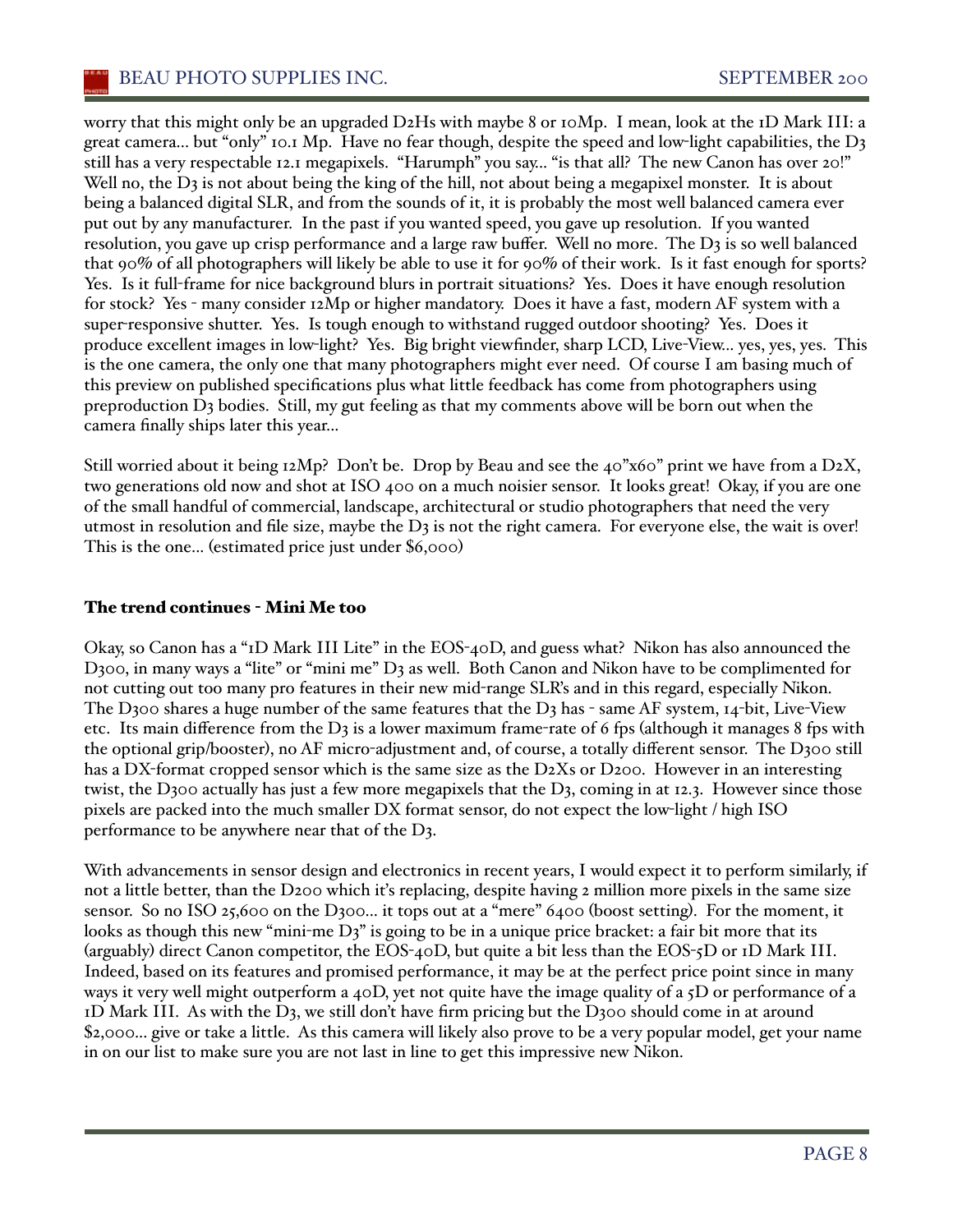worry that this might only be an upgraded D2Hs with maybe 8 or 10Mp. I mean, look at the 1D Mark III: a great camera... but "only" 10.1 Mp. Have no fear though, despite the speed and low-light capabilities, the D3 still has a very respectable 12.1 megapixels. "Harumph" you say... "is that all? The new Canon has over 20!" Well no, the D3 is not about being the king of the hill, not about being a megapixel monster. It is about being a balanced digital SLR, and from the sounds of it, it is probably the most well balanced camera ever put out by any manufacturer. In the past if you wanted speed, you gave up resolution. If you wanted resolution, you gave up crisp performance and a large raw buffer. Well no more. The D3 is so well balanced that 90% of all photographers will likely be able to use it for 90% of their work. Is it fast enough for sports? Yes. Is it full-frame for nice background blurs in portrait situations? Yes. Does it have enough resolution for stock? Yes - many consider 12Mp or higher mandatory. Does it have a fast, modern AF system with a super-responsive shutter. Yes. Is tough enough to withstand rugged outdoor shooting? Yes. Does it produce excellent images in low-light? Yes. Big bright viewfinder, sharp LCD, Live-View... yes, yes, yes. This is the one camera, the only one that many photographers might ever need. Of course I am basing much of this preview on published specifications plus what little feedback has come from photographers using preproduction D3 bodies. Still, my gut feeling as that my comments above will be born out when the camera finally ships later this year...

Still worried about it being 12Mp? Don't be. Drop by Beau and see the 40"x60" print we have from a D2X, two generations old now and shot at ISO 400 on a much noisier sensor. It looks great! Okay, if you are one of the small handful of commercial, landscape, architectural or studio photographers that need the very utmost in resolution and file size, maybe the D3 is not the right camera. For everyone else, the wait is over! This is the one... (estimated price just under $6,000)

### The trend continues - Mini Me too

Okay, so Canon has a "1D Mark III Lite" in the EOS-40D, and guess what? Nikon has also announced the D300, in many ways a "lite" or "mini me" D3 as well. Both Canon and Nikon have to be complimented for not cutting out too many pro features in their new mid-range SLR's and in this regard, especially Nikon. The D300 shares a huge number of the same features that the D3 has - same AF system, 14-bit, Live-View etc. Its main difference from the D3 is a lower maximum frame-rate of 6 fps (although it manages 8 fps with the optional grip/booster), no AF micro-adjustment and, of course, a totally different sensor. The D300 still has a DX-format cropped sensor which is the same size as the D2Xs or D200. However in an interesting twist, the D300 actually has just a few more megapixels that the D3, coming in at 12.3. However since those pixels are packed into the much smaller DX format sensor, do not expect the low-light / high ISO performance to be anywhere near that of the D3.

With advancements in sensor design and electronics in recent years, I would expect it to perform similarly, if not a little better, than the D200 which it's replacing, despite having 2 million more pixels in the same size sensor. So no ISO 25,600 on the D300... it tops out at a "mere" 6400 (boost setting). For the moment, it looks as though this new "mini-me D3" is going to be in a unique price bracket: a fair bit more that its (arguably) direct Canon competitor, the EOS-40D, but quite a bit less than the EOS-5D or 1D Mark III. Indeed, based on its features and promised performance, it may be at the perfect price point since in many ways it very well might outperform a 40D, yet not quite have the image quality of a 5D or performance of a 1D Mark III. As with the D3, we still don't have firm pricing but the D300 should come in at around $2,000... give or take a little. As this camera will likely also prove to be a very popular model, get your name in on our list to make sure you are not last in line to get this impressive new Nikon.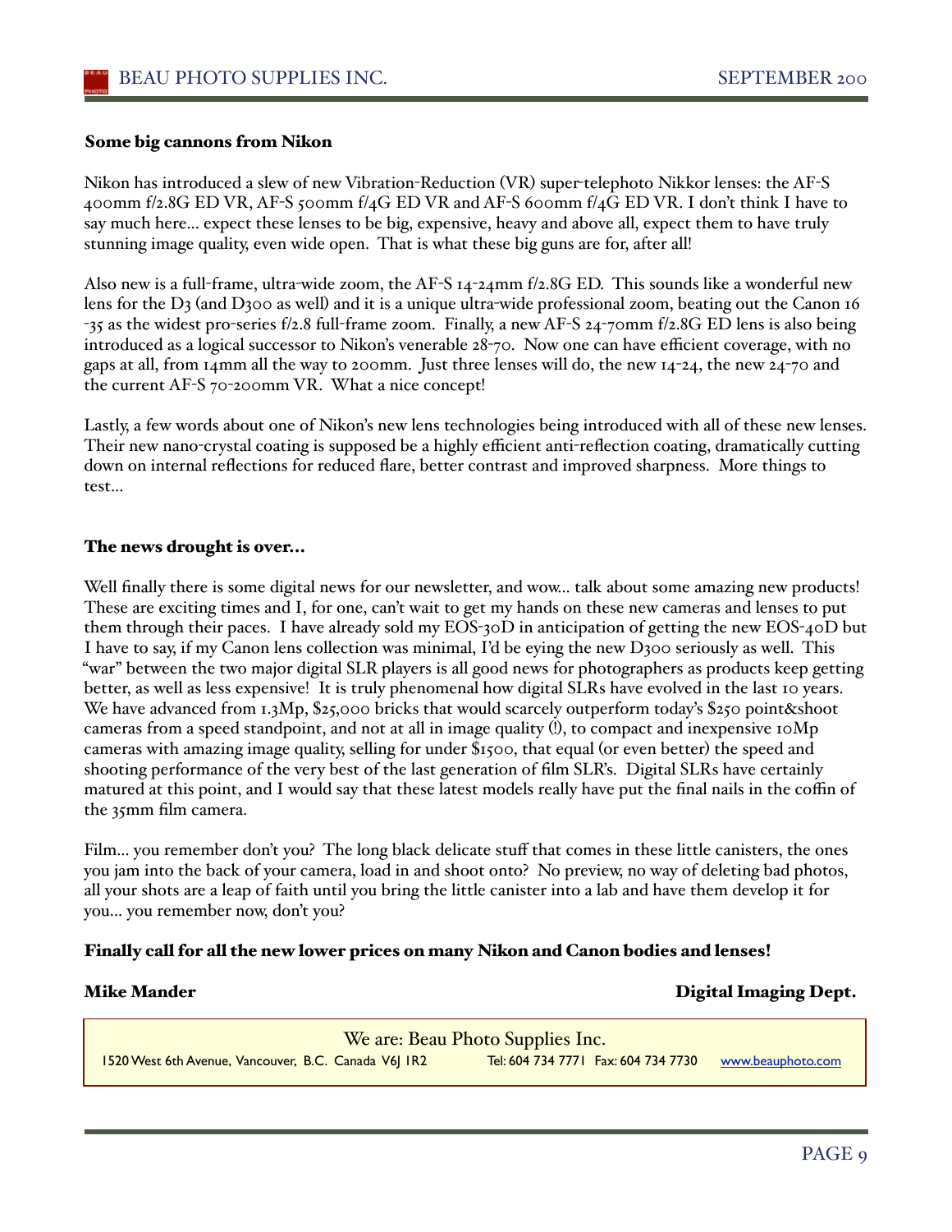### Some big cannons from Nikon

Nikon has introduced a slew of new Vibration-Reduction (VR) super-telephoto Nikkor lenses: the AF-S 400mm f/2.8G ED VR, AF-S 500mm f/4G ED VR and AF-S 600mm f/4G ED VR. I don't think I have to say much here… expect these lenses to be big, expensive, heavy and above all, expect them to have truly stunning image quality, even wide open. That is what these big guns are for, after all!

Also new is a full-frame, ultra-wide zoom, the AF-S 14-24mm f/2.8G ED. This sounds like a wonderful new lens for the D3 (and D300 as well) and it is a unique ultra-wide professional zoom, beating out the Canon 16-35 as the widest pro-series f/2.8 full-frame zoom. Finally, a new AF-S 24-70mm f/2.8G ED lens is also being introduced as a logical successor to Nikon's venerable 28-70. Now one can have efficient coverage, with no gaps at all, from 14mm all the way to 200mm. Just three lenses will do, the new 14-24, the new 24-70 and the current AF-S 70-200mm VR. What a nice concept!

Lastly, a few words about one of Nikon's new lens technologies being introduced with all of these new lenses. Their new nano-crystal coating is supposed be a highly efficient anti-reflection coating, dramatically cutting down on internal reflections for reduced flare, better contrast and improved sharpness. More things to test…

### The news drought is over…

Well finally there is some digital news for our newsletter, and wow… talk about some amazing new products! These are exciting times and I, for one, can't wait to get my hands on these new cameras and lenses to put them through their paces. I have already sold my EOS-30D in anticipation of getting the new EOS-40D but I have to say, if my Canon lens collection was minimal, I'd be eying the new D300 seriously as well. This "war" between the two major digital SLR players is all good news for photographers as products keep getting better, as well as less expensive! It is truly phenomenal how digital SLRs have evolved in the last 10 years. We have advanced from 1.3Mp, $25,000 bricks that would scarcely outperform today's $250 point&shoot cameras from a speed standpoint, and not at all in image quality (!), to compact and inexpensive 10Mp cameras with amazing image quality, selling for under $1500, that equal (or even better) the speed and shooting performance of the very best of the last generation of film SLR's. Digital SLRs have certainly matured at this point, and I would say that these latest models really have put the final nails in the coffin of the 35mm film camera.

Film… you remember don't you? The long black delicate stuff that comes in these little canisters, the ones you jam into the back of your camera, load in and shoot onto? No preview, no way of deleting bad photos, all your shots are a leap of faith until you bring the little canister into a lab and have them develop it for you… you remember now, don't you?

**Finally call for all the new lower prices on many Nikon and Canon bodies and lenses!**

**Mike Mander** **Digital Imaging Dept.**

We are: Beau Photo Supplies Inc.

1520 West 6th Avenue, Vancouver, B.C. Canada V6J 1R2 Tel: 604 734 7771 Fax: 604 734 7730 www.beauphoto.com